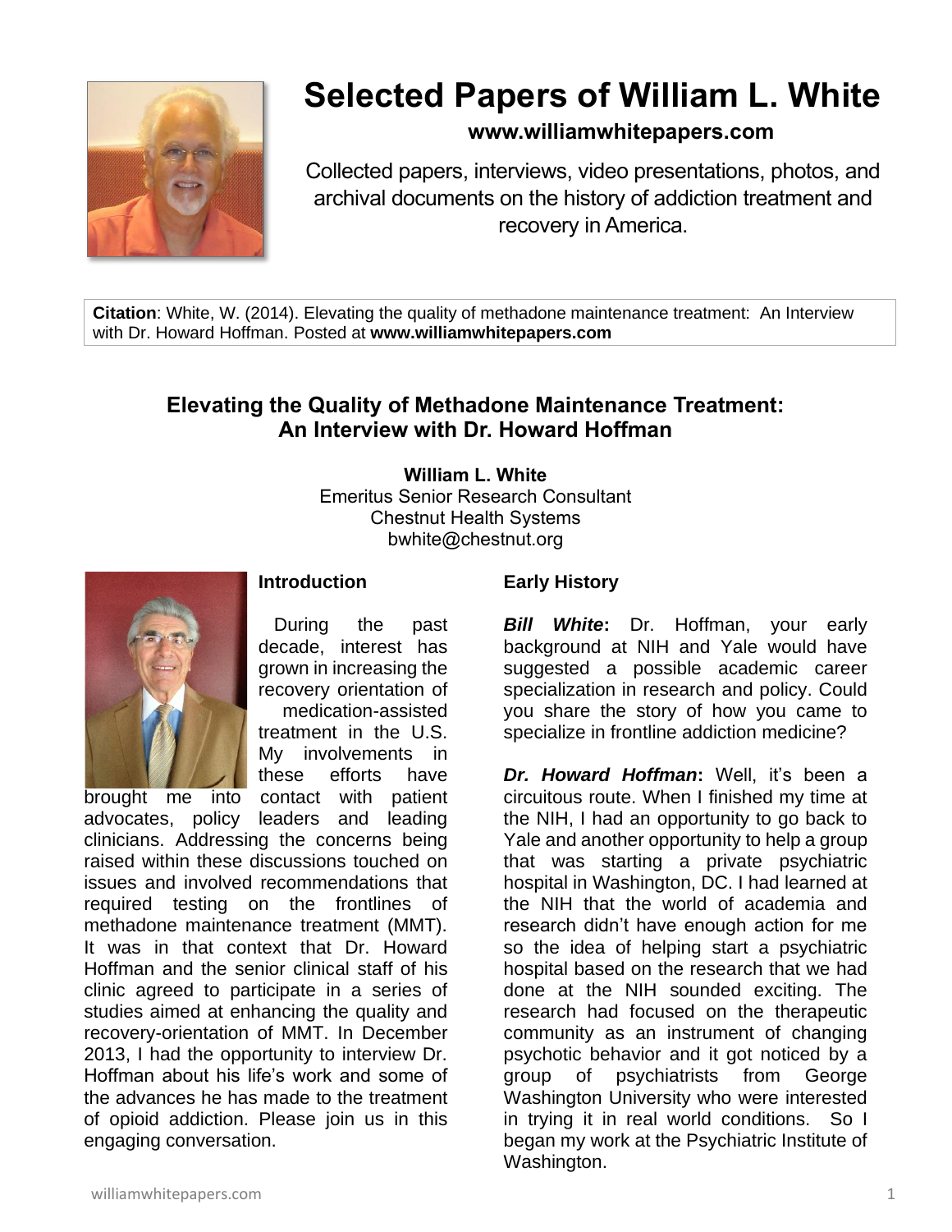# Selected Papers of William L. White

**www.williamwhitepapers.com**

Collected papers, interviews, video presentations, photos, and archival documents on the history of addiction treatment and recovery in America.

**Citation**: White, W. (2014). Elevating the quality of methadone maintenance treatment: An Interview with Dr. Howard Hoffman. Posted at **www.williamwhitepapers.com**

## Elevating the Quality of Methadone Maintenance Treatment: An Interview with Dr. Howard Hoffman

**William L. White**
Emeritus Senior Research Consultant
Chestnut Health Systems
bwhite@chestnut.org

### Introduction

During the past decade, interest has grown in increasing the recovery orientation of medication-assisted treatment in the U.S. My involvements in these efforts have brought me into contact with patient advocates, policy leaders and leading clinicians. Addressing the concerns being raised within these discussions touched on issues and involved recommendations that required testing on the frontlines of methadone maintenance treatment (MMT). It was in that context that Dr. Howard Hoffman and the senior clinical staff of his clinic agreed to participate in a series of studies aimed at enhancing the quality and recovery-orientation of MMT. In December 2013, I had the opportunity to interview Dr. Hoffman about his life's work and some of the advances he has made to the treatment of opioid addiction. Please join us in this engaging conversation.

### Early History

***Bill White*:** Dr. Hoffman, your early background at NIH and Yale would have suggested a possible academic career specialization in research and policy. Could you share the story of how you came to specialize in frontline addiction medicine?

***Dr. Howard Hoffman*:** Well, it's been a circuitous route. When I finished my time at the NIH, I had an opportunity to go back to Yale and another opportunity to help a group that was starting a private psychiatric hospital in Washington, DC. I had learned at the NIH that the world of academia and research didn't have enough action for me so the idea of helping start a psychiatric hospital based on the research that we had done at the NIH sounded exciting. The research had focused on the therapeutic community as an instrument of changing psychotic behavior and it got noticed by a group of psychiatrists from George Washington University who were interested in trying it in real world conditions. So I began my work at the Psychiatric Institute of Washington.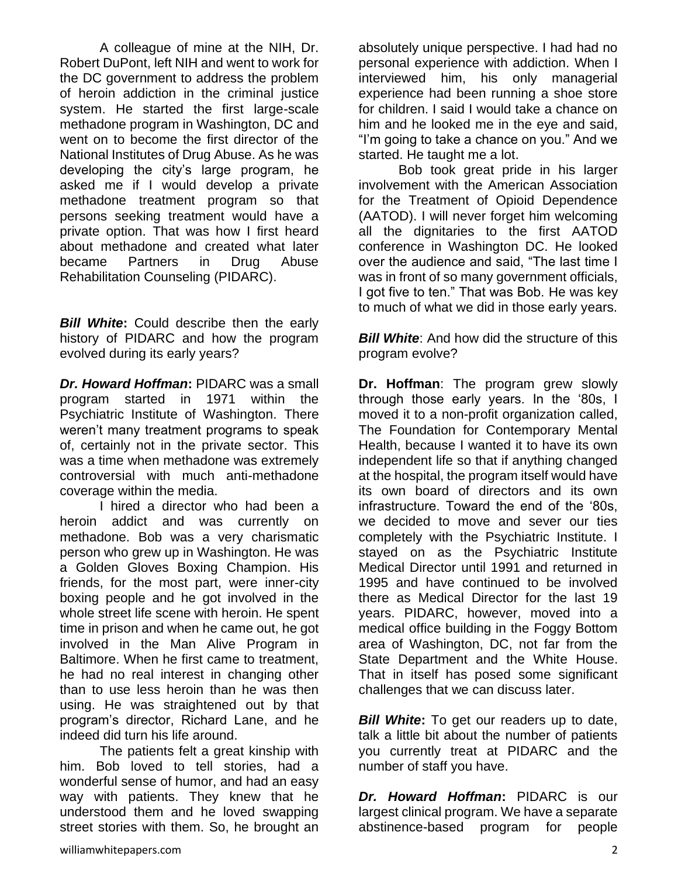A colleague of mine at the NIH, Dr. Robert DuPont, left NIH and went to work for the DC government to address the problem of heroin addiction in the criminal justice system. He started the first large-scale methadone program in Washington, DC and went on to become the first director of the National Institutes of Drug Abuse. As he was developing the city's large program, he asked me if I would develop a private methadone treatment program so that persons seeking treatment would have a private option. That was how I first heard about methadone and created what later became Partners in Drug Abuse Rehabilitation Counseling (PIDARC).

***Bill White*:** Could describe then the early history of PIDARC and how the program evolved during its early years?

***Dr. Howard Hoffman*:** PIDARC was a small program started in 1971 within the Psychiatric Institute of Washington. There weren't many treatment programs to speak of, certainly not in the private sector. This was a time when methadone was extremely controversial with much anti-methadone coverage within the media.

I hired a director who had been a heroin addict and was currently on methadone. Bob was a very charismatic person who grew up in Washington. He was a Golden Gloves Boxing Champion. His friends, for the most part, were inner-city boxing people and he got involved in the whole street life scene with heroin. He spent time in prison and when he came out, he got involved in the Man Alive Program in Baltimore. When he first came to treatment, he had no real interest in changing other than to use less heroin than he was then using. He was straightened out by that program's director, Richard Lane, and he indeed did turn his life around.

The patients felt a great kinship with him. Bob loved to tell stories, had a wonderful sense of humor, and had an easy way with patients. They knew that he understood them and he loved swapping street stories with them. So, he brought an absolutely unique perspective. I had had no personal experience with addiction. When I interviewed him, his only managerial experience had been running a shoe store for children. I said I would take a chance on him and he looked me in the eye and said, "I'm going to take a chance on you." And we started. He taught me a lot.

Bob took great pride in his larger involvement with the American Association for the Treatment of Opioid Dependence (AATOD). I will never forget him welcoming all the dignitaries to the first AATOD conference in Washington DC. He looked over the audience and said, "The last time I was in front of so many government officials, I got five to ten." That was Bob. He was key to much of what we did in those early years.

***Bill White*:** And how did the structure of this program evolve?

**Dr. Hoffman**: The program grew slowly through those early years. In the '80s, I moved it to a non-profit organization called, The Foundation for Contemporary Mental Health, because I wanted it to have its own independent life so that if anything changed at the hospital, the program itself would have its own board of directors and its own infrastructure. Toward the end of the '80s, we decided to move and sever our ties completely with the Psychiatric Institute. I stayed on as the Psychiatric Institute Medical Director until 1991 and returned in 1995 and have continued to be involved there as Medical Director for the last 19 years. PIDARC, however, moved into a medical office building in the Foggy Bottom area of Washington, DC, not far from the State Department and the White House. That in itself has posed some significant challenges that we can discuss later.

***Bill White*:** To get our readers up to date, talk a little bit about the number of patients you currently treat at PIDARC and the number of staff you have.

***Dr. Howard Hoffman*:** PIDARC is our largest clinical program. We have a separate abstinence-based program for people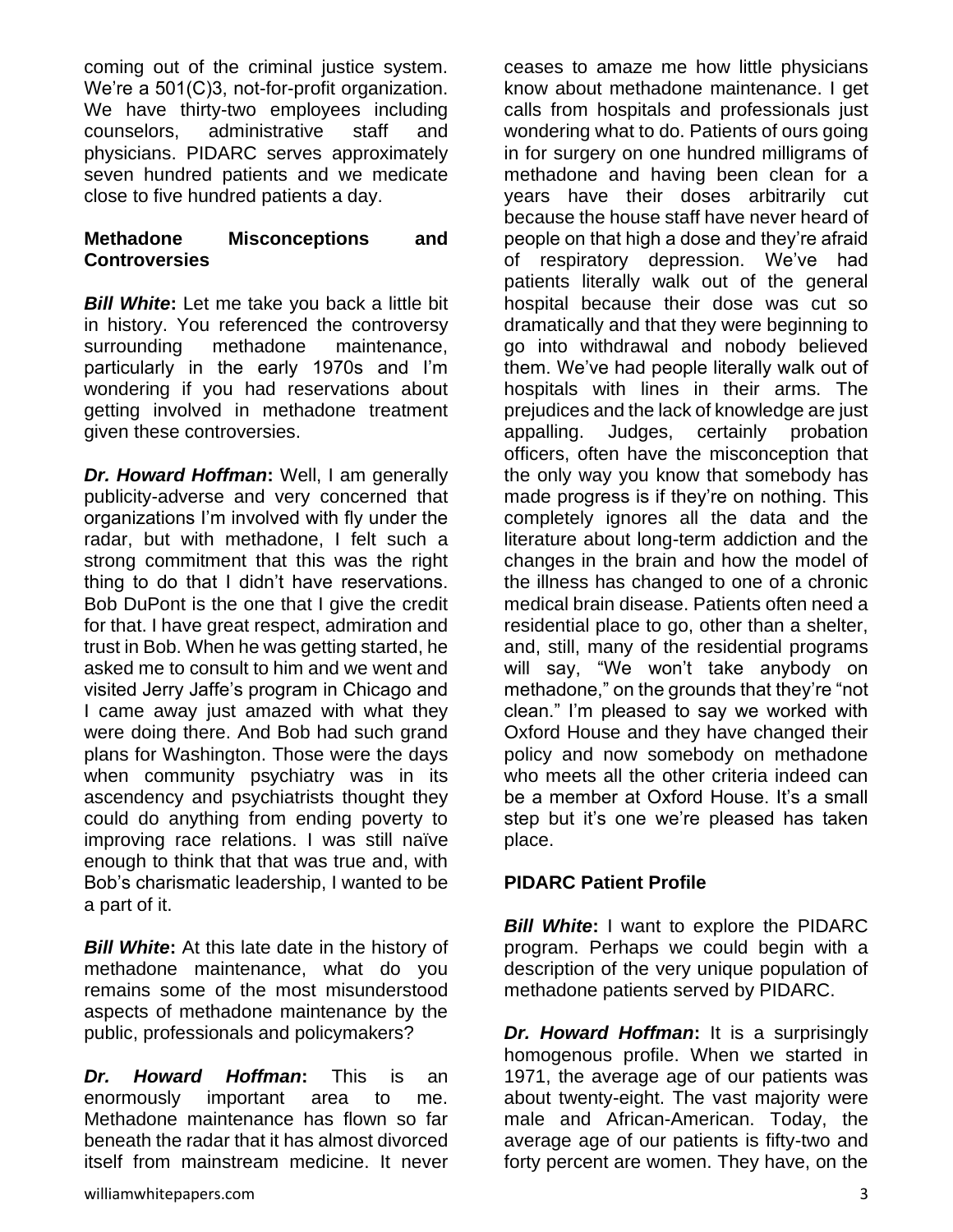coming out of the criminal justice system. We're a 501(C)3, not-for-profit organization. We have thirty-two employees including counselors, administrative staff and physicians. PIDARC serves approximately seven hundred patients and we medicate close to five hundred patients a day.

### Methadone Misconceptions and Controversies

***Bill White*:** Let me take you back a little bit in history. You referenced the controversy surrounding methadone maintenance, particularly in the early 1970s and I'm wondering if you had reservations about getting involved in methadone treatment given these controversies.

***Dr. Howard Hoffman*:** Well, I am generally publicity-adverse and very concerned that organizations I'm involved with fly under the radar, but with methadone, I felt such a strong commitment that this was the right thing to do that I didn't have reservations. Bob DuPont is the one that I give the credit for that. I have great respect, admiration and trust in Bob. When he was getting started, he asked me to consult to him and we went and visited Jerry Jaffe's program in Chicago and I came away just amazed with what they were doing there. And Bob had such grand plans for Washington. Those were the days when community psychiatry was in its ascendency and psychiatrists thought they could do anything from ending poverty to improving race relations. I was still naïve enough to think that that was true and, with Bob's charismatic leadership, I wanted to be a part of it.

***Bill White*:** At this late date in the history of methadone maintenance, what do you remains some of the most misunderstood aspects of methadone maintenance by the public, professionals and policymakers?

***Dr. Howard Hoffman*:** This is an enormously important area to me. Methadone maintenance has flown so far beneath the radar that it has almost divorced itself from mainstream medicine. It never ceases to amaze me how little physicians know about methadone maintenance. I get calls from hospitals and professionals just wondering what to do. Patients of ours going in for surgery on one hundred milligrams of methadone and having been clean for a years have their doses arbitrarily cut because the house staff have never heard of people on that high a dose and they're afraid of respiratory depression. We've had patients literally walk out of the general hospital because their dose was cut so dramatically and that they were beginning to go into withdrawal and nobody believed them. We've had people literally walk out of hospitals with lines in their arms. The prejudices and the lack of knowledge are just appalling. Judges, certainly probation officers, often have the misconception that the only way you know that somebody has made progress is if they're on nothing. This completely ignores all the data and the literature about long-term addiction and the changes in the brain and how the model of the illness has changed to one of a chronic medical brain disease. Patients often need a residential place to go, other than a shelter, and, still, many of the residential programs will say, "We won't take anybody on methadone," on the grounds that they're "not clean." I'm pleased to say we worked with Oxford House and they have changed their policy and now somebody on methadone who meets all the other criteria indeed can be a member at Oxford House. It's a small step but it's one we're pleased has taken place.

### PIDARC Patient Profile

***Bill White*:** I want to explore the PIDARC program. Perhaps we could begin with a description of the very unique population of methadone patients served by PIDARC.

***Dr. Howard Hoffman*:** It is a surprisingly homogenous profile. When we started in 1971, the average age of our patients was about twenty-eight. The vast majority were male and African-American. Today, the average age of our patients is fifty-two and forty percent are women. They have, on the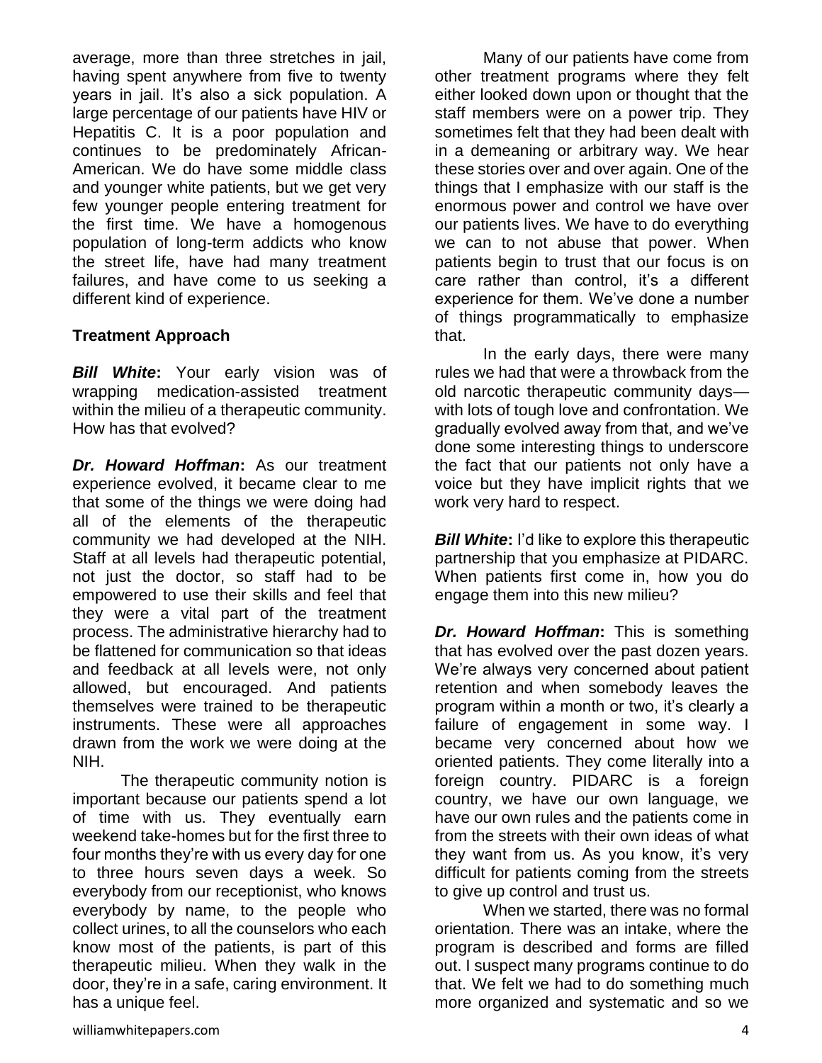average, more than three stretches in jail, having spent anywhere from five to twenty years in jail. It's also a sick population. A large percentage of our patients have HIV or Hepatitis C. It is a poor population and continues to be predominately African-American. We do have some middle class and younger white patients, but we get very few younger people entering treatment for the first time. We have a homogenous population of long-term addicts who know the street life, have had many treatment failures, and have come to us seeking a different kind of experience.

**Treatment Approach**

***Bill White*:** Your early vision was of wrapping medication-assisted treatment within the milieu of a therapeutic community. How has that evolved?

***Dr. Howard Hoffman*:** As our treatment experience evolved, it became clear to me that some of the things we were doing had all of the elements of the therapeutic community we had developed at the NIH. Staff at all levels had therapeutic potential, not just the doctor, so staff had to be empowered to use their skills and feel that they were a vital part of the treatment process. The administrative hierarchy had to be flattened for communication so that ideas and feedback at all levels were, not only allowed, but encouraged. And patients themselves were trained to be therapeutic instruments. These were all approaches drawn from the work we were doing at the NIH.

The therapeutic community notion is important because our patients spend a lot of time with us. They eventually earn weekend take-homes but for the first three to four months they're with us every day for one to three hours seven days a week. So everybody from our receptionist, who knows everybody by name, to the people who collect urines, to all the counselors who each know most of the patients, is part of this therapeutic milieu. When they walk in the door, they're in a safe, caring environment. It has a unique feel.

Many of our patients have come from other treatment programs where they felt either looked down upon or thought that the staff members were on a power trip. They sometimes felt that they had been dealt with in a demeaning or arbitrary way. We hear these stories over and over again. One of the things that I emphasize with our staff is the enormous power and control we have over our patients lives. We have to do everything we can to not abuse that power. When patients begin to trust that our focus is on care rather than control, it's a different experience for them. We've done a number of things programmatically to emphasize that.

In the early days, there were many rules we had that were a throwback from the old narcotic therapeutic community days—with lots of tough love and confrontation. We gradually evolved away from that, and we've done some interesting things to underscore the fact that our patients not only have a voice but they have implicit rights that we work very hard to respect.

***Bill White*:** I'd like to explore this therapeutic partnership that you emphasize at PIDARC. When patients first come in, how you do engage them into this new milieu?

***Dr. Howard Hoffman*:** This is something that has evolved over the past dozen years. We're always very concerned about patient retention and when somebody leaves the program within a month or two, it's clearly a failure of engagement in some way. I became very concerned about how we oriented patients. They come literally into a foreign country. PIDARC is a foreign country, we have our own language, we have our own rules and the patients come in from the streets with their own ideas of what they want from us. As you know, it's very difficult for patients coming from the streets to give up control and trust us.

When we started, there was no formal orientation. There was an intake, where the program is described and forms are filled out. I suspect many programs continue to do that. We felt we had to do something much more organized and systematic and so we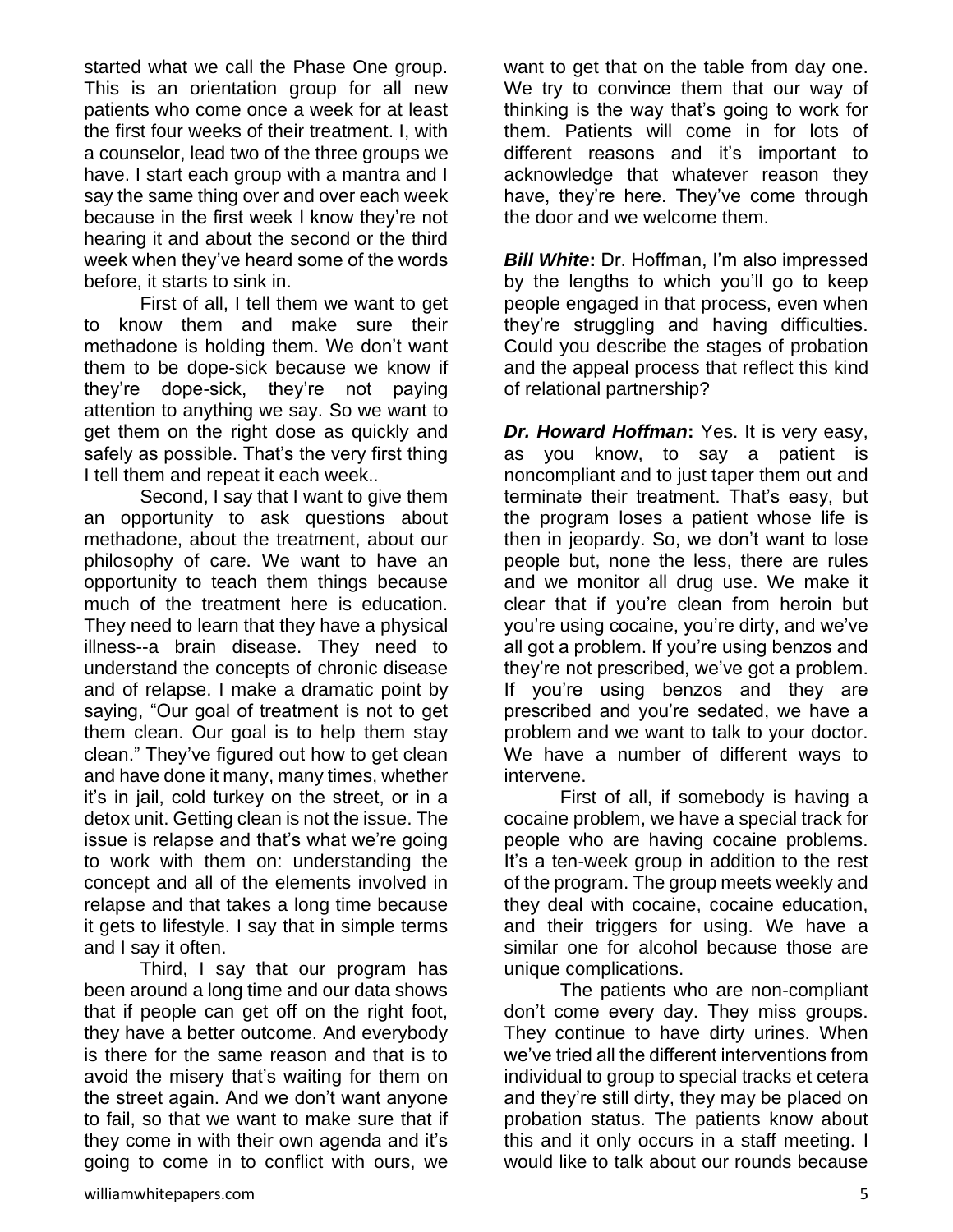started what we call the Phase One group. This is an orientation group for all new patients who come once a week for at least the first four weeks of their treatment. I, with a counselor, lead two of the three groups we have. I start each group with a mantra and I say the same thing over and over each week because in the first week I know they're not hearing it and about the second or the third week when they've heard some of the words before, it starts to sink in.

First of all, I tell them we want to get to know them and make sure their methadone is holding them. We don't want them to be dope-sick because we know if they're dope-sick, they're not paying attention to anything we say. So we want to get them on the right dose as quickly and safely as possible. That's the very first thing I tell them and repeat it each week..

Second, I say that I want to give them an opportunity to ask questions about methadone, about the treatment, about our philosophy of care. We want to have an opportunity to teach them things because much of the treatment here is education. They need to learn that they have a physical illness--a brain disease. They need to understand the concepts of chronic disease and of relapse. I make a dramatic point by saying, "Our goal of treatment is not to get them clean. Our goal is to help them stay clean." They've figured out how to get clean and have done it many, many times, whether it's in jail, cold turkey on the street, or in a detox unit. Getting clean is not the issue. The issue is relapse and that's what we're going to work with them on: understanding the concept and all of the elements involved in relapse and that takes a long time because it gets to lifestyle. I say that in simple terms and I say it often.

Third, I say that our program has been around a long time and our data shows that if people can get off on the right foot, they have a better outcome. And everybody is there for the same reason and that is to avoid the misery that's waiting for them on the street again. And we don't want anyone to fail, so that we want to make sure that if they come in with their own agenda and it's going to come in to conflict with ours, we want to get that on the table from day one. We try to convince them that our way of thinking is the way that's going to work for them. Patients will come in for lots of different reasons and it's important to acknowledge that whatever reason they have, they're here. They've come through the door and we welcome them.

***Bill White*****:** Dr. Hoffman, I'm also impressed by the lengths to which you'll go to keep people engaged in that process, even when they're struggling and having difficulties. Could you describe the stages of probation and the appeal process that reflect this kind of relational partnership?

***Dr. Howard Hoffman*****:** Yes. It is very easy, as you know, to say a patient is noncompliant and to just taper them out and terminate their treatment. That's easy, but the program loses a patient whose life is then in jeopardy. So, we don't want to lose people but, none the less, there are rules and we monitor all drug use. We make it clear that if you're clean from heroin but you're using cocaine, you're dirty, and we've all got a problem. If you're using benzos and they're not prescribed, we've got a problem. If you're using benzos and they are prescribed and you're sedated, we have a problem and we want to talk to your doctor. We have a number of different ways to intervene.

First of all, if somebody is having a cocaine problem, we have a special track for people who are having cocaine problems. It's a ten-week group in addition to the rest of the program. The group meets weekly and they deal with cocaine, cocaine education, and their triggers for using. We have a similar one for alcohol because those are unique complications.

The patients who are non-compliant don't come every day. They miss groups. They continue to have dirty urines. When we've tried all the different interventions from individual to group to special tracks et cetera and they're still dirty, they may be placed on probation status. The patients know about this and it only occurs in a staff meeting. I would like to talk about our rounds because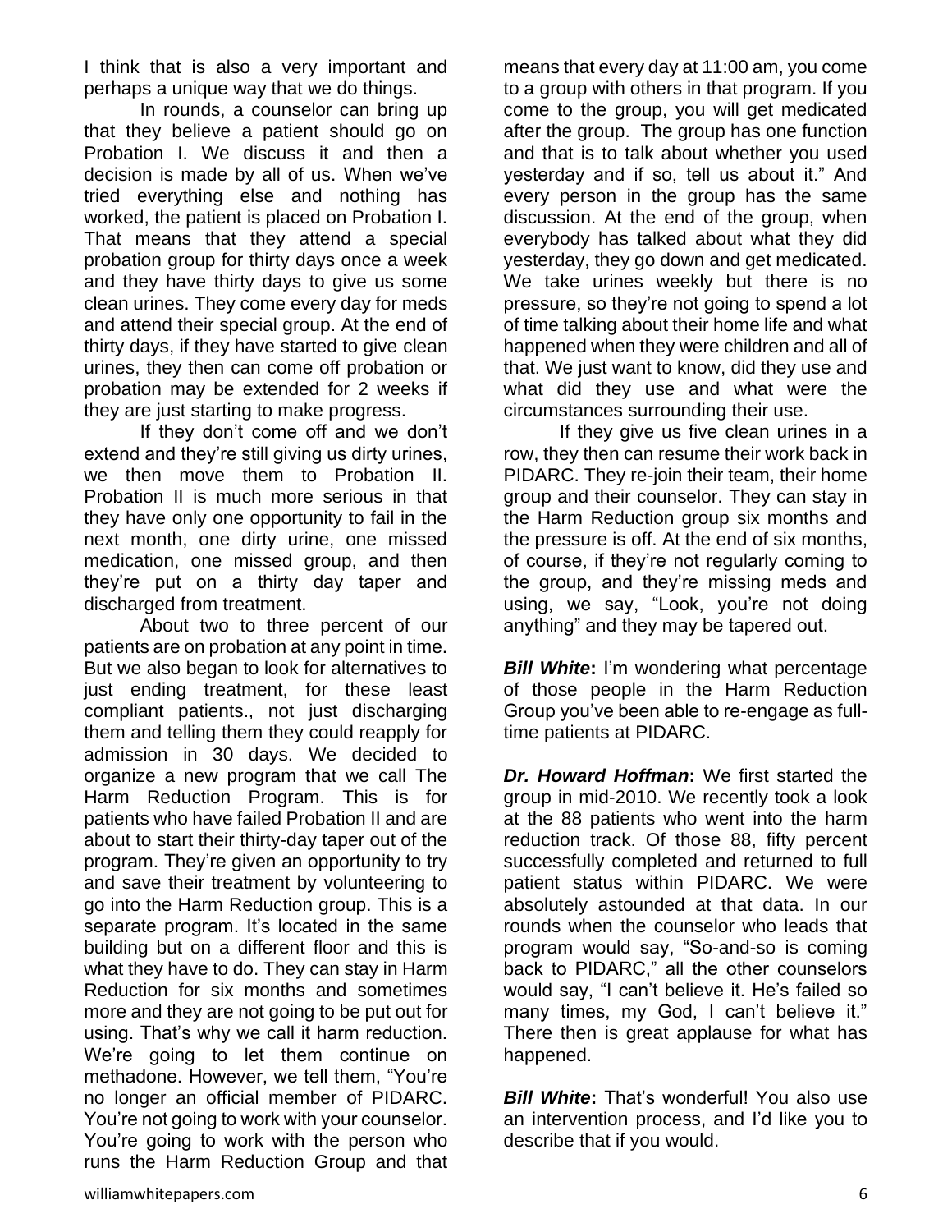I think that is also a very important and perhaps a unique way that we do things.

In rounds, a counselor can bring up that they believe a patient should go on Probation I. We discuss it and then a decision is made by all of us. When we've tried everything else and nothing has worked, the patient is placed on Probation I. That means that they attend a special probation group for thirty days once a week and they have thirty days to give us some clean urines. They come every day for meds and attend their special group. At the end of thirty days, if they have started to give clean urines, they then can come off probation or probation may be extended for 2 weeks if they are just starting to make progress.

If they don't come off and we don't extend and they're still giving us dirty urines, we then move them to Probation II. Probation II is much more serious in that they have only one opportunity to fail in the next month, one dirty urine, one missed medication, one missed group, and then they're put on a thirty day taper and discharged from treatment.

About two to three percent of our patients are on probation at any point in time. But we also began to look for alternatives to just ending treatment, for these least compliant patients., not just discharging them and telling them they could reapply for admission in 30 days. We decided to organize a new program that we call The Harm Reduction Program. This is for patients who have failed Probation II and are about to start their thirty-day taper out of the program. They're given an opportunity to try and save their treatment by volunteering to go into the Harm Reduction group. This is a separate program. It's located in the same building but on a different floor and this is what they have to do. They can stay in Harm Reduction for six months and sometimes more and they are not going to be put out for using. That's why we call it harm reduction. We're going to let them continue on methadone. However, we tell them, "You're no longer an official member of PIDARC. You're not going to work with your counselor. You're going to work with the person who runs the Harm Reduction Group and that means that every day at 11:00 am, you come to a group with others in that program. If you come to the group, you will get medicated after the group. The group has one function and that is to talk about whether you used yesterday and if so, tell us about it." And every person in the group has the same discussion. At the end of the group, when everybody has talked about what they did yesterday, they go down and get medicated. We take urines weekly but there is no pressure, so they're not going to spend a lot of time talking about their home life and what happened when they were children and all of that. We just want to know, did they use and what did they use and what were the circumstances surrounding their use.

If they give us five clean urines in a row, they then can resume their work back in PIDARC. They re-join their team, their home group and their counselor. They can stay in the Harm Reduction group six months and the pressure is off. At the end of six months, of course, if they're not regularly coming to the group, and they're missing meds and using, we say, "Look, you're not doing anything" and they may be tapered out.

***Bill White*:** I'm wondering what percentage of those people in the Harm Reduction Group you've been able to re-engage as full-time patients at PIDARC.

***Dr. Howard Hoffman*:** We first started the group in mid-2010. We recently took a look at the 88 patients who went into the harm reduction track. Of those 88, fifty percent successfully completed and returned to full patient status within PIDARC. We were absolutely astounded at that data. In our rounds when the counselor who leads that program would say, "So-and-so is coming back to PIDARC," all the other counselors would say, "I can't believe it. He's failed so many times, my God, I can't believe it." There then is great applause for what has happened.

***Bill White*:** That's wonderful! You also use an intervention process, and I'd like you to describe that if you would.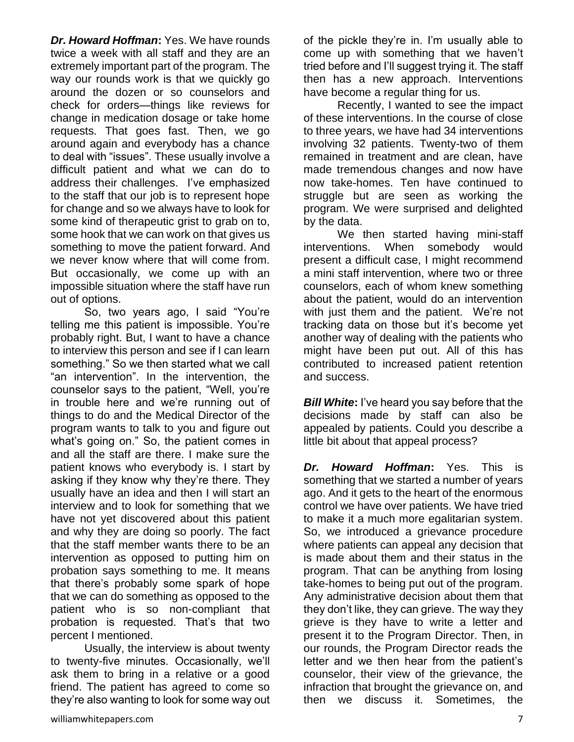***Dr. Howard Hoffman*:** Yes. We have rounds twice a week with all staff and they are an extremely important part of the program. The way our rounds work is that we quickly go around the dozen or so counselors and check for orders—things like reviews for change in medication dosage or take home requests. That goes fast. Then, we go around again and everybody has a chance to deal with "issues". These usually involve a difficult patient and what we can do to address their challenges. I've emphasized to the staff that our job is to represent hope for change and so we always have to look for some kind of therapeutic grist to grab on to, some hook that we can work on that gives us something to move the patient forward. And we never know where that will come from. But occasionally, we come up with an impossible situation where the staff have run out of options.

So, two years ago, I said "You're telling me this patient is impossible. You're probably right. But, I want to have a chance to interview this person and see if I can learn something." So we then started what we call "an intervention". In the intervention, the counselor says to the patient, "Well, you're in trouble here and we're running out of things to do and the Medical Director of the program wants to talk to you and figure out what's going on." So, the patient comes in and all the staff are there. I make sure the patient knows who everybody is. I start by asking if they know why they're there. They usually have an idea and then I will start an interview and to look for something that we have not yet discovered about this patient and why they are doing so poorly. The fact that the staff member wants there to be an intervention as opposed to putting him on probation says something to me. It means that there's probably some spark of hope that we can do something as opposed to the patient who is so non-compliant that probation is requested. That's that two percent I mentioned.

Usually, the interview is about twenty to twenty-five minutes. Occasionally, we'll ask them to bring in a relative or a good friend. The patient has agreed to come so they're also wanting to look for some way out of the pickle they're in. I'm usually able to come up with something that we haven't tried before and I'll suggest trying it. The staff then has a new approach. Interventions have become a regular thing for us.

Recently, I wanted to see the impact of these interventions. In the course of close to three years, we have had 34 interventions involving 32 patients. Twenty-two of them remained in treatment and are clean, have made tremendous changes and now have now take-homes. Ten have continued to struggle but are seen as working the program. We were surprised and delighted by the data.

We then started having mini-staff interventions. When somebody would present a difficult case, I might recommend a mini staff intervention, where two or three counselors, each of whom knew something about the patient, would do an intervention with just them and the patient. We're not tracking data on those but it's become yet another way of dealing with the patients who might have been put out. All of this has contributed to increased patient retention and success.

***Bill White*:** I've heard you say before that the decisions made by staff can also be appealed by patients. Could you describe a little bit about that appeal process?

***Dr. Howard Hoffman*:** Yes. This is something that we started a number of years ago. And it gets to the heart of the enormous control we have over patients. We have tried to make it a much more egalitarian system. So, we introduced a grievance procedure where patients can appeal any decision that is made about them and their status in the program. That can be anything from losing take-homes to being put out of the program. Any administrative decision about them that they don't like, they can grieve. The way they grieve is they have to write a letter and present it to the Program Director. Then, in our rounds, the Program Director reads the letter and we then hear from the patient's counselor, their view of the grievance, the infraction that brought the grievance on, and then we discuss it. Sometimes, the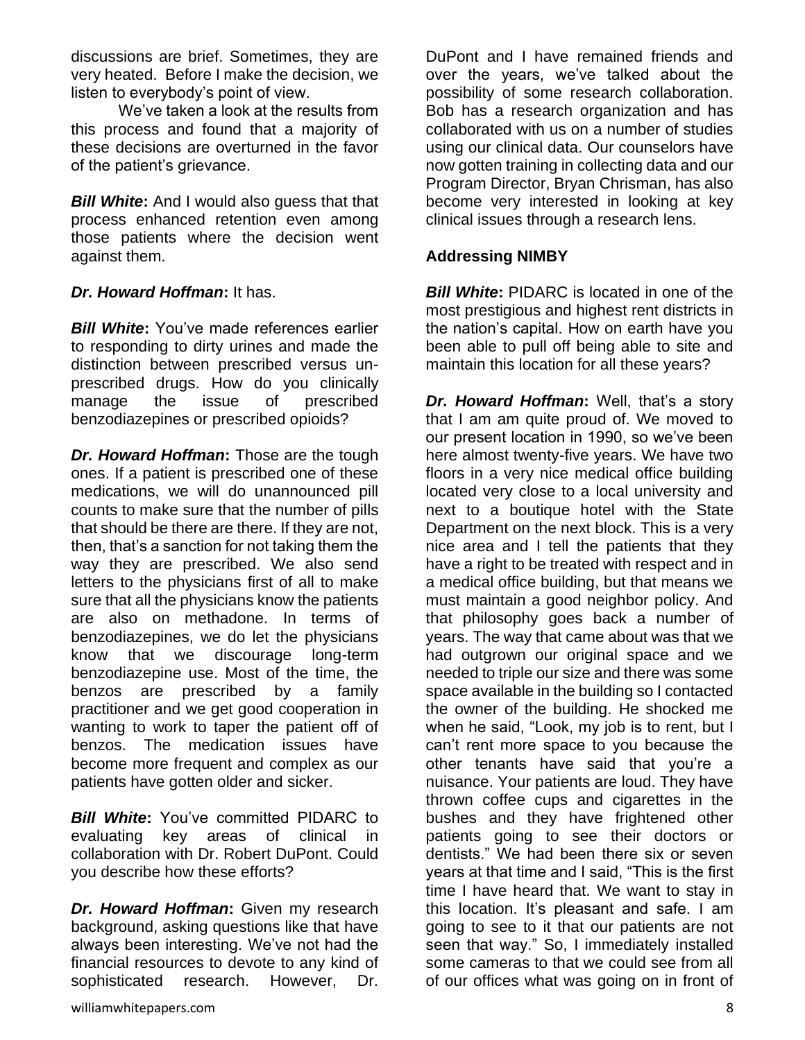discussions are brief. Sometimes, they are very heated. Before I make the decision, we listen to everybody's point of view.

We've taken a look at the results from this process and found that a majority of these decisions are overturned in the favor of the patient's grievance.

***Bill White*:** And I would also guess that that process enhanced retention even among those patients where the decision went against them.

***Dr. Howard Hoffman*:** It has.

***Bill White*:** You've made references earlier to responding to dirty urines and made the distinction between prescribed versus un-prescribed drugs. How do you clinically manage the issue of prescribed benzodiazepines or prescribed opioids?

***Dr. Howard Hoffman*:** Those are the tough ones. If a patient is prescribed one of these medications, we will do unannounced pill counts to make sure that the number of pills that should be there are there. If they are not, then, that's a sanction for not taking them the way they are prescribed. We also send letters to the physicians first of all to make sure that all the physicians know the patients are also on methadone. In terms of benzodiazepines, we do let the physicians know that we discourage long-term benzodiazepine use. Most of the time, the benzos are prescribed by a family practitioner and we get good cooperation in wanting to work to taper the patient off of benzos. The medication issues have become more frequent and complex as our patients have gotten older and sicker.

***Bill White*:** You've committed PIDARC to evaluating key areas of clinical in collaboration with Dr. Robert DuPont. Could you describe how these efforts?

***Dr. Howard Hoffman*:** Given my research background, asking questions like that have always been interesting. We've not had the financial resources to devote to any kind of sophisticated research. However, Dr. DuPont and I have remained friends and over the years, we've talked about the possibility of some research collaboration. Bob has a research organization and has collaborated with us on a number of studies using our clinical data. Our counselors have now gotten training in collecting data and our Program Director, Bryan Chrisman, has also become very interested in looking at key clinical issues through a research lens.

**Addressing NIMBY**

***Bill White*:** PIDARC is located in one of the most prestigious and highest rent districts in the nation's capital. How on earth have you been able to pull off being able to site and maintain this location for all these years?

***Dr. Howard Hoffman*:** Well, that's a story that I am am quite proud of. We moved to our present location in 1990, so we've been here almost twenty-five years. We have two floors in a very nice medical office building located very close to a local university and next to a boutique hotel with the State Department on the next block. This is a very nice area and I tell the patients that they have a right to be treated with respect and in a medical office building, but that means we must maintain a good neighbor policy. And that philosophy goes back a number of years. The way that came about was that we had outgrown our original space and we needed to triple our size and there was some space available in the building so I contacted the owner of the building. He shocked me when he said, "Look, my job is to rent, but I can't rent more space to you because the other tenants have said that you're a nuisance. Your patients are loud. They have thrown coffee cups and cigarettes in the bushes and they have frightened other patients going to see their doctors or dentists." We had been there six or seven years at that time and I said, "This is the first time I have heard that. We want to stay in this location. It's pleasant and safe. I am going to see to it that our patients are not seen that way." So, I immediately installed some cameras to that we could see from all of our offices what was going on in front of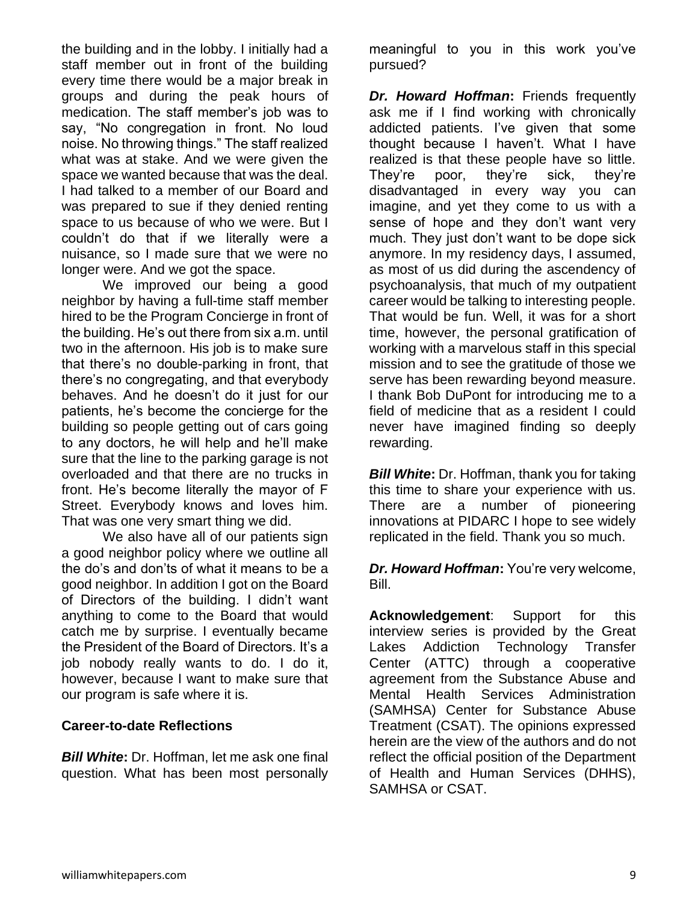the building and in the lobby. I initially had a staff member out in front of the building every time there would be a major break in groups and during the peak hours of medication. The staff member's job was to say, "No congregation in front. No loud noise. No throwing things." The staff realized what was at stake. And we were given the space we wanted because that was the deal. I had talked to a member of our Board and was prepared to sue if they denied renting space to us because of who we were. But I couldn't do that if we literally were a nuisance, so I made sure that we were no longer were. And we got the space.

We improved our being a good neighbor by having a full-time staff member hired to be the Program Concierge in front of the building. He's out there from six a.m. until two in the afternoon. His job is to make sure that there's no double-parking in front, that there's no congregating, and that everybody behaves. And he doesn't do it just for our patients, he's become the concierge for the building so people getting out of cars going to any doctors, he will help and he'll make sure that the line to the parking garage is not overloaded and that there are no trucks in front. He's become literally the mayor of F Street. Everybody knows and loves him. That was one very smart thing we did.

We also have all of our patients sign a good neighbor policy where we outline all the do's and don'ts of what it means to be a good neighbor. In addition I got on the Board of Directors of the building. I didn't want anything to come to the Board that would catch me by surprise. I eventually became the President of the Board of Directors. It's a job nobody really wants to do. I do it, however, because I want to make sure that our program is safe where it is.

**Career-to-date Reflections**

***Bill White*:** Dr. Hoffman, let me ask one final question. What has been most personally meaningful to you in this work you've pursued?

***Dr. Howard Hoffman*:** Friends frequently ask me if I find working with chronically addicted patients. I've given that some thought because I haven't. What I have realized is that these people have so little. They're poor, they're sick, they're disadvantaged in every way you can imagine, and yet they come to us with a sense of hope and they don't want very much. They just don't want to be dope sick anymore. In my residency days, I assumed, as most of us did during the ascendency of psychoanalysis, that much of my outpatient career would be talking to interesting people. That would be fun. Well, it was for a short time, however, the personal gratification of working with a marvelous staff in this special mission and to see the gratitude of those we serve has been rewarding beyond measure. I thank Bob DuPont for introducing me to a field of medicine that as a resident I could never have imagined finding so deeply rewarding.

***Bill White*:** Dr. Hoffman, thank you for taking this time to share your experience with us. There are a number of pioneering innovations at PIDARC I hope to see widely replicated in the field. Thank you so much.

***Dr. Howard Hoffman*:** You're very welcome, Bill.

**Acknowledgement**: Support for this interview series is provided by the Great Lakes Addiction Technology Transfer Center (ATTC) through a cooperative agreement from the Substance Abuse and Mental Health Services Administration (SAMHSA) Center for Substance Abuse Treatment (CSAT). The opinions expressed herein are the view of the authors and do not reflect the official position of the Department of Health and Human Services (DHHS), SAMHSA or CSAT.